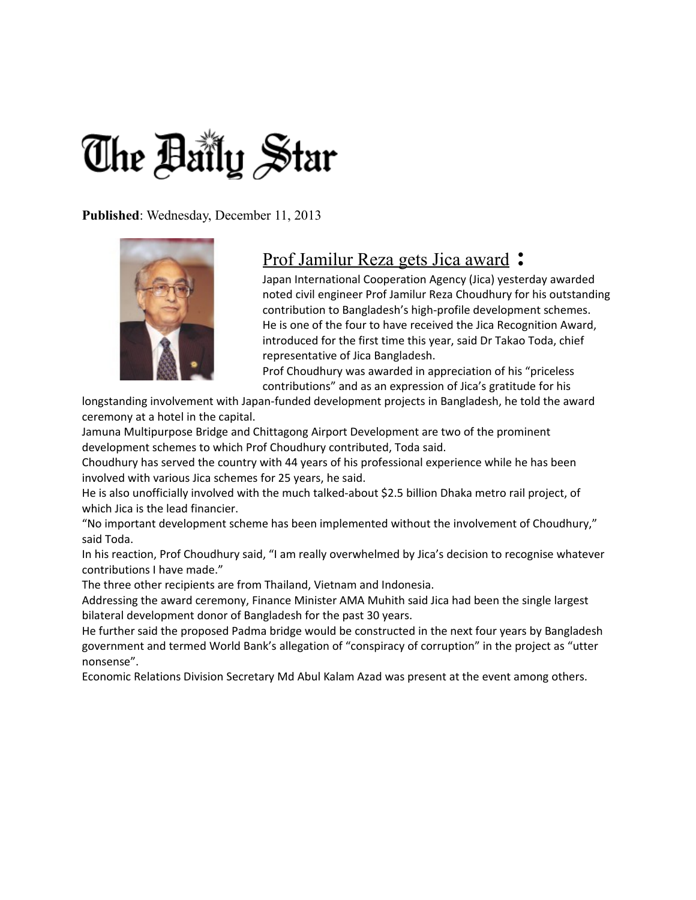# The Daily Star

**Published**: Wednesday, December 11, 2013

## Prof Jamilur Reza gets Jica award :

Japan International Cooperation Agency (Jica) yesterday awarded noted civil engineer Prof Jamilur Reza Choudhury for his outstanding contribution to Bangladesh's high-profile development schemes.

He is one of the four to have received the Jica Recognition Award, introduced for the first time this year, said Dr Takao Toda, chief representative of Jica Bangladesh.

Prof Choudhury was awarded in appreciation of his "priceless contributions" and as an expression of Jica's gratitude for his longstanding involvement with Japan-funded development projects in Bangladesh, he told the award ceremony at a hotel in the capital.

Jamuna Multipurpose Bridge and Chittagong Airport Development are two of the prominent development schemes to which Prof Choudhury contributed, Toda said.

Choudhury has served the country with 44 years of his professional experience while he has been involved with various Jica schemes for 25 years, he said.

He is also unofficially involved with the much talked-about $2.5 billion Dhaka metro rail project, of which Jica is the lead financier.

"No important development scheme has been implemented without the involvement of Choudhury," said Toda.

In his reaction, Prof Choudhury said, "I am really overwhelmed by Jica's decision to recognise whatever contributions I have made."

The three other recipients are from Thailand, Vietnam and Indonesia.

Addressing the award ceremony, Finance Minister AMA Muhith said Jica had been the single largest bilateral development donor of Bangladesh for the past 30 years.

He further said the proposed Padma bridge would be constructed in the next four years by Bangladesh government and termed World Bank's allegation of "conspiracy of corruption" in the project as "utter nonsense".

Economic Relations Division Secretary Md Abul Kalam Azad was present at the event among others.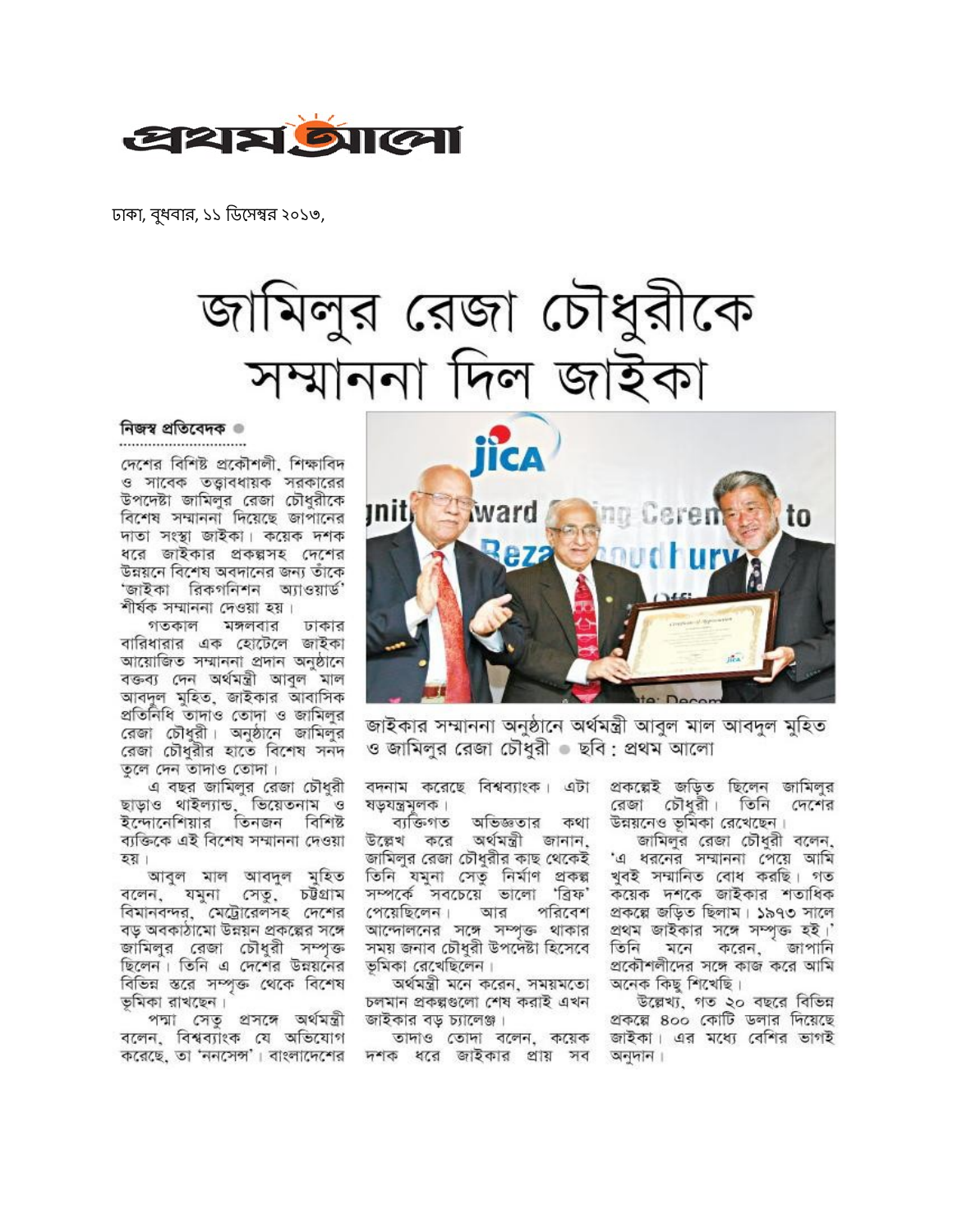ঢাকা, বুধবার, ১১ ডিসেম্বর ২০১৩,

# জামিলুর রেজা চৌধুরীকে সম্মাননা দিল জাইকা

**নিজস্ব প্রতিবেদক**

দেশের বিশিষ্ট প্রকৌশলী, শিক্ষাবিদ ও সাবেক তত্ত্বাবধায়ক সরকারের উপদেষ্টা জামিলুর রেজা চৌধুরীকে বিশেষ সম্মাননা দিয়েছে জাপানের দাতা সংস্থা জাইকা। কয়েক দশক ধরে জাইকার প্রকল্পসহ দেশের উন্নয়নে বিশেষ অবদানের জন্য তাঁকে 'জাইকা রিকগনিশন অ্যাওয়ার্ড' শীর্ষক সম্মাননা দেওয়া হয়।

গতকাল মঙ্গলবার ঢাকার বারিধারার এক হোটেলে জাইকা আয়োজিত সম্মাননা প্রদান অনুষ্ঠানে বক্তব্য দেন অর্থমন্ত্রী আবুল মাল আবদুল মুহিত, জাইকার আবাসিক প্রতিনিধি তাদাও তোদা ও জামিলুর রেজা চৌধুরী। অনুষ্ঠানে জামিলুর রেজা চৌধুরীর হাতে বিশেষ সনদ তুলে দেন তাদাও তোদা।

এ বছর জামিলুর রেজা চৌধুরী ছাড়াও থাইল্যান্ড, ভিয়েতনাম ও ইন্দোনেশিয়ার তিনজন বিশিষ্ট ব্যক্তিকে এই বিশেষ সম্মাননা দেওয়া হয়।

জাইকার সম্মাননা অনুষ্ঠানে অর্থমন্ত্রী আবুল মাল আবদুল মুহিত ও জামিলুর রেজা চৌধুরী ● ছবি : প্রথম আলো

আবুল মাল আবদুল মুহিত বলেন, যমুনা সেতু, চট্টগ্রাম বিমানবন্দর, মেট্রোরেলসহ দেশের বড় অবকাঠামো উন্নয়ন প্রকল্পের সঙ্গে জামিলুর রেজা চৌধুরী সম্পৃক্ত ছিলেন। তিনি এ দেশের উন্নয়নের বিভিন্ন স্তরে সম্পৃক্ত থেকে বিশেষ ভূমিকা রাখছেন।

পদ্মা সেতু প্রসঙ্গে অর্থমন্ত্রী বলেন, বিশ্বব্যাংক যে অভিযোগ করেছে, তা 'ননসেন্স'। বাংলাদেশের বদনাম করেছে বিশ্বব্যাংক। এটা ষড়যন্ত্রমূলক।

ব্যক্তিগত অভিজ্ঞতার কথা উল্লেখ করে অর্থমন্ত্রী জানান, জামিলুর রেজা চৌধুরীর কাছ থেকেই তিনি যমুনা সেতু নির্মাণ প্রকল্প সম্পর্কে সবচেয়ে ভালো 'ব্রিফ' পেয়েছিলেন। আর পরিবেশ আন্দোলনের সঙ্গে সম্পৃক্ত থাকার সময় জনাব চৌধুরী উপদেষ্টা হিসেবে ভূমিকা রেখেছিলেন।

অর্থমন্ত্রী মনে করেন, সময়মতো চলমান প্রকল্পগুলো শেষ করাই এখন জাইকার বড় চ্যালেঞ্জ।

তাদাও তোদা বলেন, কয়েক দশক ধরে জাইকার প্রায় সব প্রকল্পেই জড়িত ছিলেন জামিলুর রেজা চৌধুরী। তিনি দেশের উন্নয়নেও ভূমিকা রেখেছেন।

জামিলুর রেজা চৌধুরী বলেন, 'এ ধরনের সম্মাননা পেয়ে আমি খুবই সম্মানিত বোধ করছি। গত কয়েক দশকে জাইকার শতাধিক প্রকল্পে জড়িত ছিলাম। ১৯৭৩ সালে প্রথম জাইকার সঙ্গে সম্পৃক্ত হই।' তিনি মনে করেন, জাপানি প্রকৌশলীদের সঙ্গে কাজ করে আমি অনেক কিছু শিখেছি।

উল্লেখ্য, গত ২০ বছরে বিভিন্ন প্রকল্পে ৪০০ কোটি ডলার দিয়েছে জাইকা। এর মধ্যে বেশির ভাগই অনুদান।